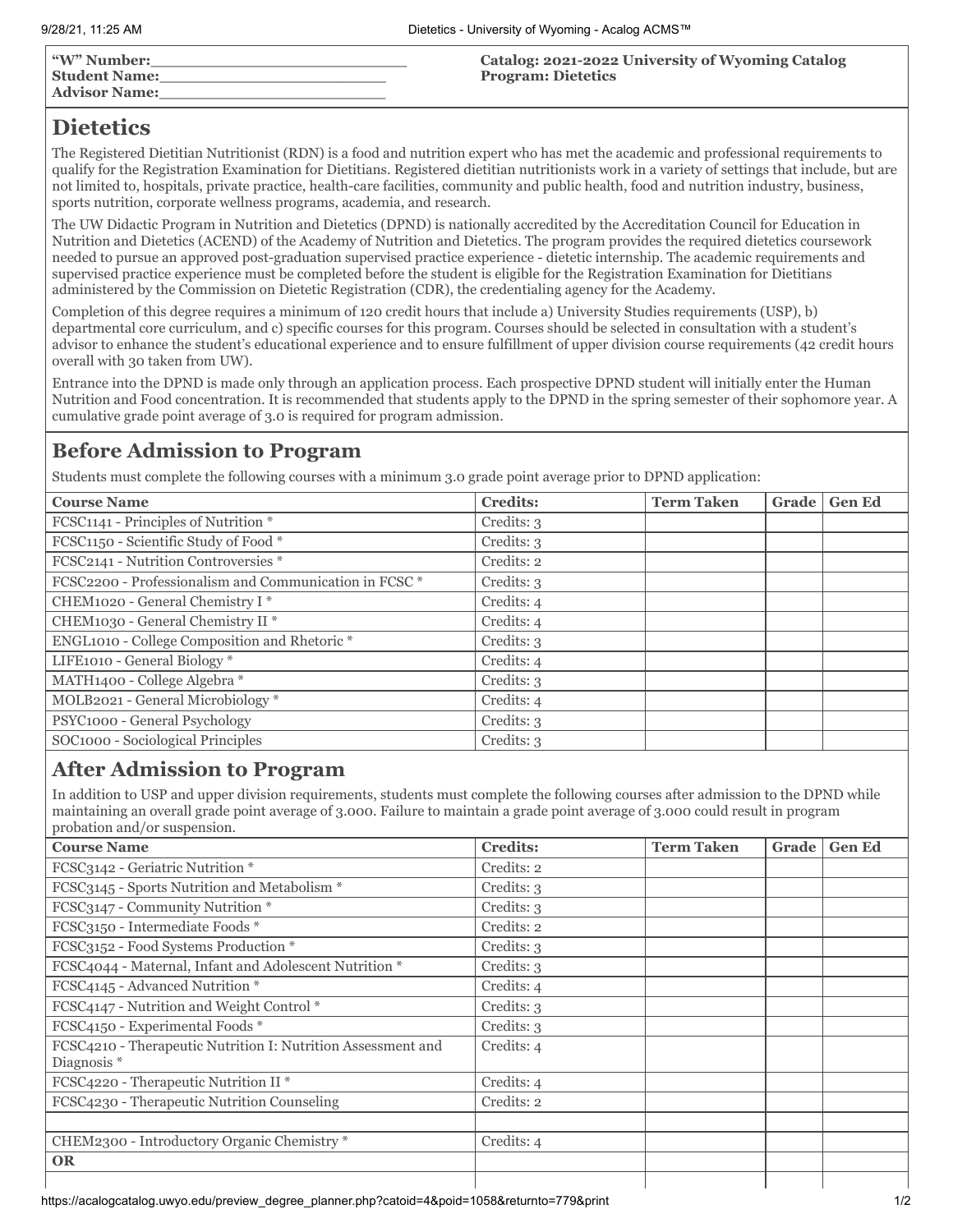**"W" Number:**\_\_\_\_\_\_\_\_\_\_\_\_\_\_\_\_\_\_\_\_\_\_\_\_\_\_
**Student Name:**\_\_\_\_\_\_\_\_\_\_\_\_\_\_\_\_\_\_\_\_\_\_\_\_
**Advisor Name:**\_\_\_\_\_\_\_\_\_\_\_\_\_\_\_\_\_\_\_\_\_\_\_\_

**Catalog: 2021-2022 University of Wyoming Catalog**
**Program: Dietetics**

# Dietetics

The Registered Dietitian Nutritionist (RDN) is a food and nutrition expert who has met the academic and professional requirements to qualify for the Registration Examination for Dietitians. Registered dietitian nutritionists work in a variety of settings that include, but are not limited to, hospitals, private practice, health-care facilities, community and public health, food and nutrition industry, business, sports nutrition, corporate wellness programs, academia, and research.

The UW Didactic Program in Nutrition and Dietetics (DPND) is nationally accredited by the Accreditation Council for Education in Nutrition and Dietetics (ACEND) of the Academy of Nutrition and Dietetics. The program provides the required dietetics coursework needed to pursue an approved post-graduation supervised practice experience - dietetic internship. The academic requirements and supervised practice experience must be completed before the student is eligible for the Registration Examination for Dietitians administered by the Commission on Dietetic Registration (CDR), the credentialing agency for the Academy.

Completion of this degree requires a minimum of 120 credit hours that include a) University Studies requirements (USP), b) departmental core curriculum, and c) specific courses for this program. Courses should be selected in consultation with a student's advisor to enhance the student's educational experience and to ensure fulfillment of upper division course requirements (42 credit hours overall with 30 taken from UW).

Entrance into the DPND is made only through an application process. Each prospective DPND student will initially enter the Human Nutrition and Food concentration. It is recommended that students apply to the DPND in the spring semester of their sophomore year. A cumulative grade point average of 3.0 is required for program admission.

## Before Admission to Program

Students must complete the following courses with a minimum 3.0 grade point average prior to DPND application:

| Course Name | Credits: | Term Taken | Grade | Gen Ed |
|---|---|---|---|---|
| FCSC1141 - Principles of Nutrition * | Credits: 3 | | | |
| FCSC1150 - Scientific Study of Food * | Credits: 3 | | | |
| FCSC2141 - Nutrition Controversies * | Credits: 2 | | | |
| FCSC2200 - Professionalism and Communication in FCSC * | Credits: 3 | | | |
| CHEM1020 - General Chemistry I * | Credits: 4 | | | |
| CHEM1030 - General Chemistry II * | Credits: 4 | | | |
| ENGL1010 - College Composition and Rhetoric * | Credits: 3 | | | |
| LIFE1010 - General Biology * | Credits: 4 | | | |
| MATH1400 - College Algebra * | Credits: 3 | | | |
| MOLB2021 - General Microbiology * | Credits: 4 | | | |
| PSYC1000 - General Psychology | Credits: 3 | | | |
| SOC1000 - Sociological Principles | Credits: 3 | | | |

## After Admission to Program

In addition to USP and upper division requirements, students must complete the following courses after admission to the DPND while maintaining an overall grade point average of 3.000. Failure to maintain a grade point average of 3.000 could result in program probation and/or suspension.

| Course Name | Credits: | Term Taken | Grade | Gen Ed |
|---|---|---|---|---|
| FCSC3142 - Geriatric Nutrition * | Credits: 2 | | | |
| FCSC3145 - Sports Nutrition and Metabolism * | Credits: 3 | | | |
| FCSC3147 - Community Nutrition * | Credits: 3 | | | |
| FCSC3150 - Intermediate Foods * | Credits: 2 | | | |
| FCSC3152 - Food Systems Production * | Credits: 3 | | | |
| FCSC4044 - Maternal, Infant and Adolescent Nutrition * | Credits: 3 | | | |
| FCSC4145 - Advanced Nutrition * | Credits: 4 | | | |
| FCSC4147 - Nutrition and Weight Control * | Credits: 3 | | | |
| FCSC4150 - Experimental Foods * | Credits: 3 | | | |
| FCSC4210 - Therapeutic Nutrition I: Nutrition Assessment and Diagnosis * | Credits: 4 | | | |
| FCSC4220 - Therapeutic Nutrition II * | Credits: 4 | | | |
| FCSC4230 - Therapeutic Nutrition Counseling | Credits: 2 | | | |
| | | | | |
| CHEM2300 - Introductory Organic Chemistry * | Credits: 4 | | | |
| **OR** | | | | |
| | | | | |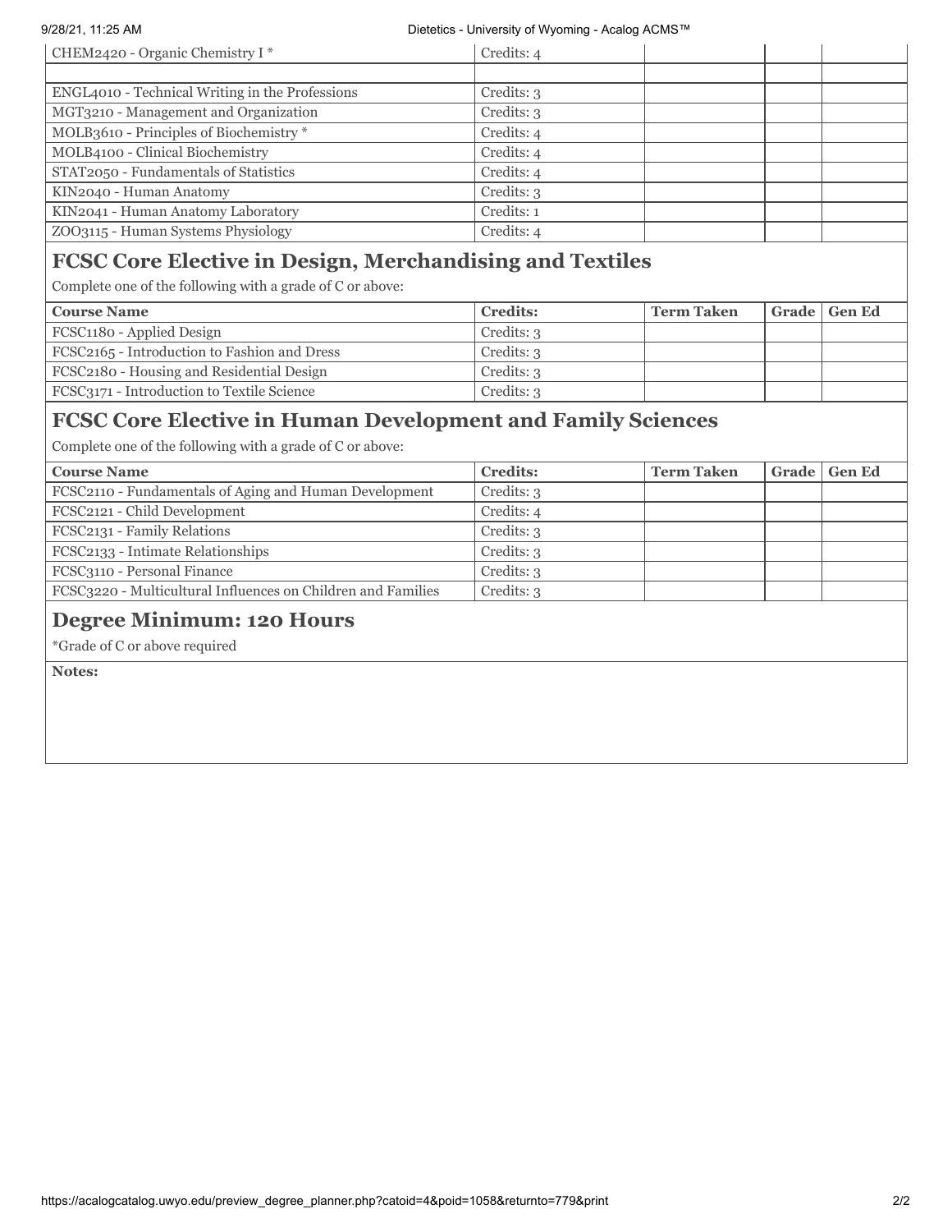| | | | | |
|---|---|---|---|---|
| CHEM2420 - Organic Chemistry I * | Credits: 4 | | | |
| | | | | |
| ENGL4010 - Technical Writing in the Professions | Credits: 3 | | | |
| MGT3210 - Management and Organization | Credits: 3 | | | |
| MOLB3610 - Principles of Biochemistry * | Credits: 4 | | | |
| MOLB4100 - Clinical Biochemistry | Credits: 4 | | | |
| STAT2050 - Fundamentals of Statistics | Credits: 4 | | | |
| KIN2040 - Human Anatomy | Credits: 3 | | | |
| KIN2041 - Human Anatomy Laboratory | Credits: 1 | | | |
| ZOO3115 - Human Systems Physiology | Credits: 4 | | | |

## FCSC Core Elective in Design, Merchandising and Textiles

Complete one of the following with a grade of C or above:

| Course Name | Credits: | Term Taken | Grade | Gen Ed |
|---|---|---|---|---|
| FCSC1180 - Applied Design | Credits: 3 | | | |
| FCSC2165 - Introduction to Fashion and Dress | Credits: 3 | | | |
| FCSC2180 - Housing and Residential Design | Credits: 3 | | | |
| FCSC3171 - Introduction to Textile Science | Credits: 3 | | | |

## FCSC Core Elective in Human Development and Family Sciences

Complete one of the following with a grade of C or above:

| Course Name | Credits: | Term Taken | Grade | Gen Ed |
|---|---|---|---|---|
| FCSC2110 - Fundamentals of Aging and Human Development | Credits: 3 | | | |
| FCSC2121 - Child Development | Credits: 4 | | | |
| FCSC2131 - Family Relations | Credits: 3 | | | |
| FCSC2133 - Intimate Relationships | Credits: 3 | | | |
| FCSC3110 - Personal Finance | Credits: 3 | | | |
| FCSC3220 - Multicultural Influences on Children and Families | Credits: 3 | | | |

## Degree Minimum: 120 Hours

*Grade of C or above required

**Notes:**